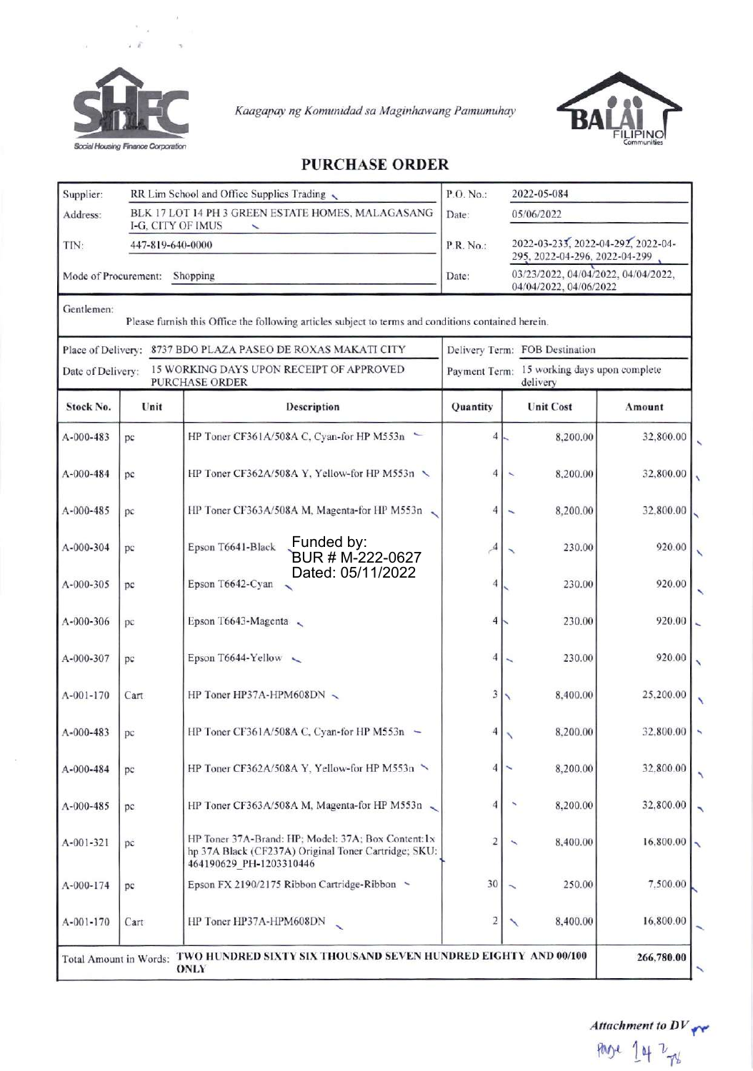Kaagapay ng Komunidad sa Maginhawang Pamumuhay

# PURCHASE ORDER

| | | | |
|---|---|---|---|
| Supplier: | RR Lim School and Office Supplies Trading | P.O. No.: | 2022-05-084 |
| Address: | BLK 17 LOT 14 PH 3 GREEN ESTATE HOMES, MALAGASANG I-G, CITY OF IMUS | Date: | 05/06/2022 |
| TIN: | 447-819-640-0000 | P.R. No.: | 2022-03-233, 2022-04-292, 2022-04-295, 2022-04-296, 2022-04-299 |
| Mode of Procurement: | Shopping | Date: | 03/23/2022, 04/04/2022, 04/04/2022, 04/04/2022, 04/06/2022 |

Gentlemen:

Please furnish this Office the following articles subject to terms and conditions contained herein.

| | | | |
|---|---|---|---|
| Place of Delivery: | 8737 BDO PLAZA PASEO DE ROXAS MAKATI CITY | Delivery Term: | FOB Destination |
| Date of Delivery: | 15 WORKING DAYS UPON RECEIPT OF APPROVED PURCHASE ORDER | Payment Term: | 15 working days upon complete delivery |

| Stock No. | Unit | Description | Quantity | Unit Cost | Amount |
|---|---|---|---|---|---|
| A-000-483 | pc | HP Toner CF361A/508A C, Cyan-for HP M553n | 4 | 8,200.00 | 32,800.00 |
| A-000-484 | pc | HP Toner CF362A/508A Y, Yellow-for HP M553n | 4 | 8,200.00 | 32,800.00 |
| A-000-485 | pc | HP Toner CF363A/508A M, Magenta-for HP M553n | 4 | 8,200.00 | 32,800.00 |
| A-000-304 | pc | Epson T6641-Black | 4 | 230.00 | 920.00 |
| A-000-305 | pc | Epson T6642-Cyan | 4 | 230.00 | 920.00 |
| A-000-306 | pc | Epson T6643-Magenta | 4 | 230.00 | 920.00 |
| A-000-307 | pc | Epson T6644-Yellow | 4 | 230.00 | 920.00 |
| A-001-170 | Cart | HP Toner HP37A-HPM608DN | 3 | 8,400.00 | 25,200.00 |
| A-000-483 | pc | HP Toner CF361A/508A C, Cyan-for HP M553n | 4 | 8,200.00 | 32,800.00 |
| A-000-484 | pc | HP Toner CF362A/508A Y, Yellow-for HP M553n | 4 | 8,200.00 | 32,800.00 |
| A-000-485 | pc | HP Toner CF363A/508A M, Magenta-for HP M553n | 4 | 8,200.00 | 32,800.00 |
| A-001-321 | pc | HP Toner 37A-Brand: HP; Model: 37A; Box Content:1x hp 37A Black (CF237A) Original Toner Cartridge; SKU: 464190629_PH-1203310446 | 2 | 8,400.00 | 16,800.00 |
| A-000-174 | pc | Epson FX 2190/2175 Ribbon Cartridge-Ribbon | 30 | 250.00 | 7,500.00 |
| A-001-170 | Cart | HP Toner HP37A-HPM608DN | 2 | 8,400.00 | 16,800.00 |
| Total Amount in Words: | | TWO HUNDRED SIXTY SIX THOUSAND SEVEN HUNDRED EIGHTY AND 00/100 ONLY | | | 266,780.00 |

Funded by:
BUR # M-222-0627
Dated: 05/11/2022

*Attachment to DV*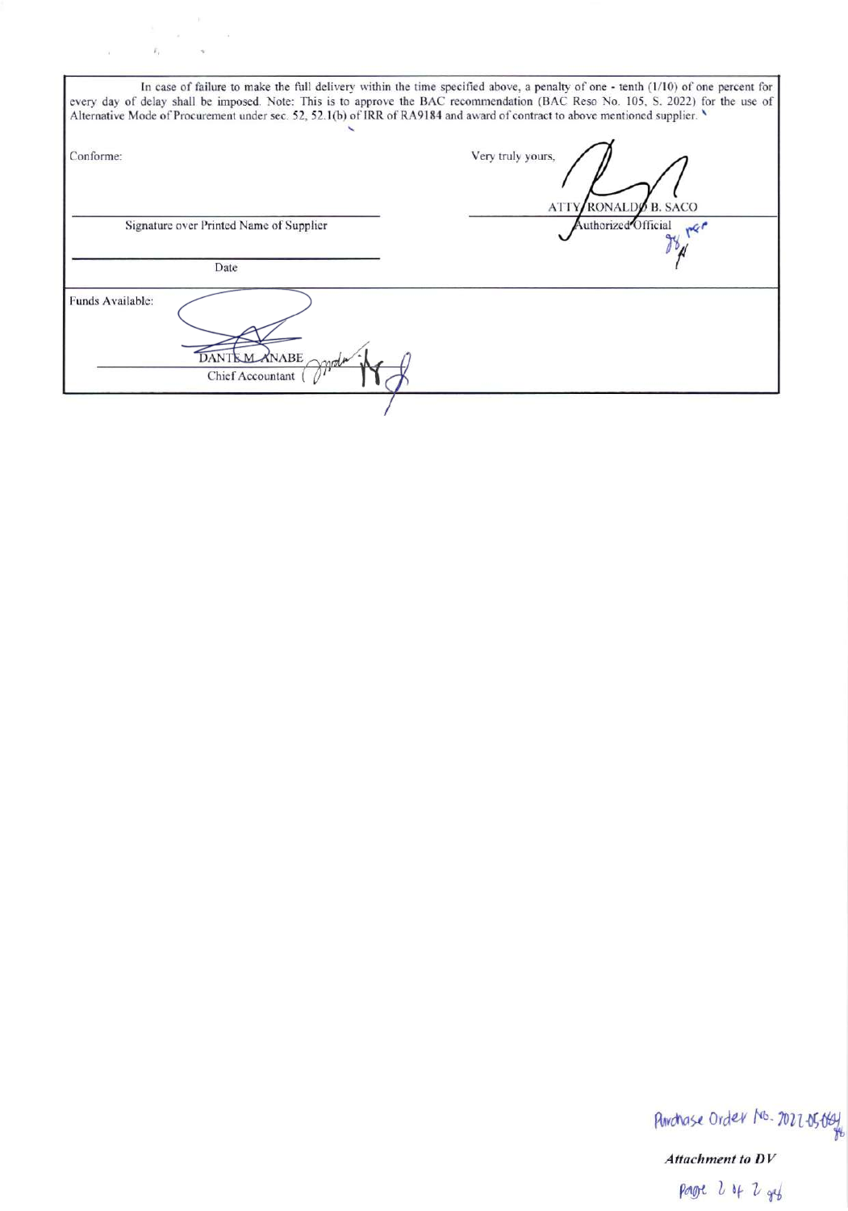In case of failure to make the full delivery within the time specified above, a penalty of one - tenth (1/10) of one percent for every day of delay shall be imposed. Note: This is to approve the BAC recommendation (BAC Reso No. 105, S. 2022) for the use of Alternative Mode of Procurement under sec. 52, 52.1(b) of IRR of RA9184 and award of contract to above mentioned supplier.

| | |
|---|---|
| Conforme: | Very truly yours, |
| | ATTY RONALDO B. SACO |
| Signature over Printed Name of Supplier | Authorized Official |
| Date | |

Funds Available:

DANTE M. ANABE
Chief Accountant

Purchase Order No. 2022-05-084

***Attachment to DV***

Page 2 of 2